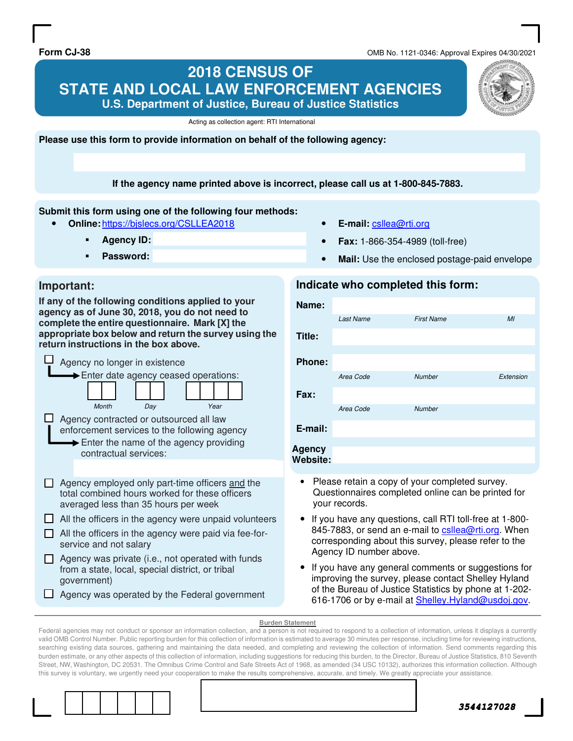Form CJ-38

OMB No. 1121-0346: Approval Expires 04/30/2021

# 2018 CENSUS OF STATE AND LOCAL LAW ENFORCEMENT AGENCIES

## U.S. Department of Justice, Bureau of Justice Statistics

Acting as collection agent: RTI International

**Please use this form to provide information on behalf of the following agency:**

**If the agency name printed above is incorrect, please call us at 1-800-845-7883.**

**Submit this form using one of the following four methods:**

- **Online:** https://bjslecs.org/CSLLEA2018
  - **Agency ID:**
  - **Password:**
- **E-mail:** csllea@rti.org
- **Fax:** 1-866-354-4989 (toll-free)
- **Mail:** Use the enclosed postage-paid envelope

## Important:

**If any of the following conditions applied to your agency as of June 30, 2018, you do not need to complete the entire questionnaire. Mark [X] the appropriate box below and return the survey using the return instructions in the box above.**

- ☐ Agency no longer in existence
  - → Enter date agency ceased operations: Month ☐☐ Day ☐☐ Year ☐☐☐☐
- ☐ Agency contracted or outsourced all law enforcement services to the following agency
  - → Enter the name of the agency providing contractual services:
- ☐ Agency employed only part-time officers and the total combined hours worked for these officers averaged less than 35 hours per week
- ☐ All the officers in the agency were unpaid volunteers
- ☐ All the officers in the agency were paid via fee-for-service and not salary
- ☐ Agency was private (i.e., not operated with funds from a state, local, special district, or tribal government)
- ☐ Agency was operated by the Federal government

## Indicate who completed this form:

**Name:** Last Name / First Name / MI

**Title:**

**Phone:** Area Code / Number / Extension

**Fax:** Area Code / Number

**E-mail:**

**Agency Website:**

- Please retain a copy of your completed survey. Questionnaires completed online can be printed for your records.
- If you have any questions, call RTI toll-free at 1-800-845-7883, or send an e-mail to csllea@rti.org. When corresponding about this survey, please refer to the Agency ID number above.
- If you have any general comments or suggestions for improving the survey, please contact Shelley Hyland of the Bureau of Justice Statistics by phone at 1-202-616-1706 or by e-mail at Shelley.Hyland@usdoj.gov.

**Burden Statement**

Federal agencies may not conduct or sponsor an information collection, and a person is not required to respond to a collection of information, unless it displays a currently valid OMB Control Number. Public reporting burden for this collection of information is estimated to average 30 minutes per response, including time for reviewing instructions, searching existing data sources, gathering and maintaining the data needed, and completing and reviewing the collection of information. Send comments regarding this burden estimate, or any other aspects of this collection of information, including suggestions for reducing this burden, to the Director, Bureau of Justice Statistics, 810 Seventh Street, NW, Washington, DC 20531. The Omnibus Crime Control and Safe Streets Act of 1968, as amended (34 USC 10132), authorizes this information collection. Although this survey is voluntary, we urgently need your cooperation to make the results comprehensive, accurate, and timely. We greatly appreciate your assistance.

3544127028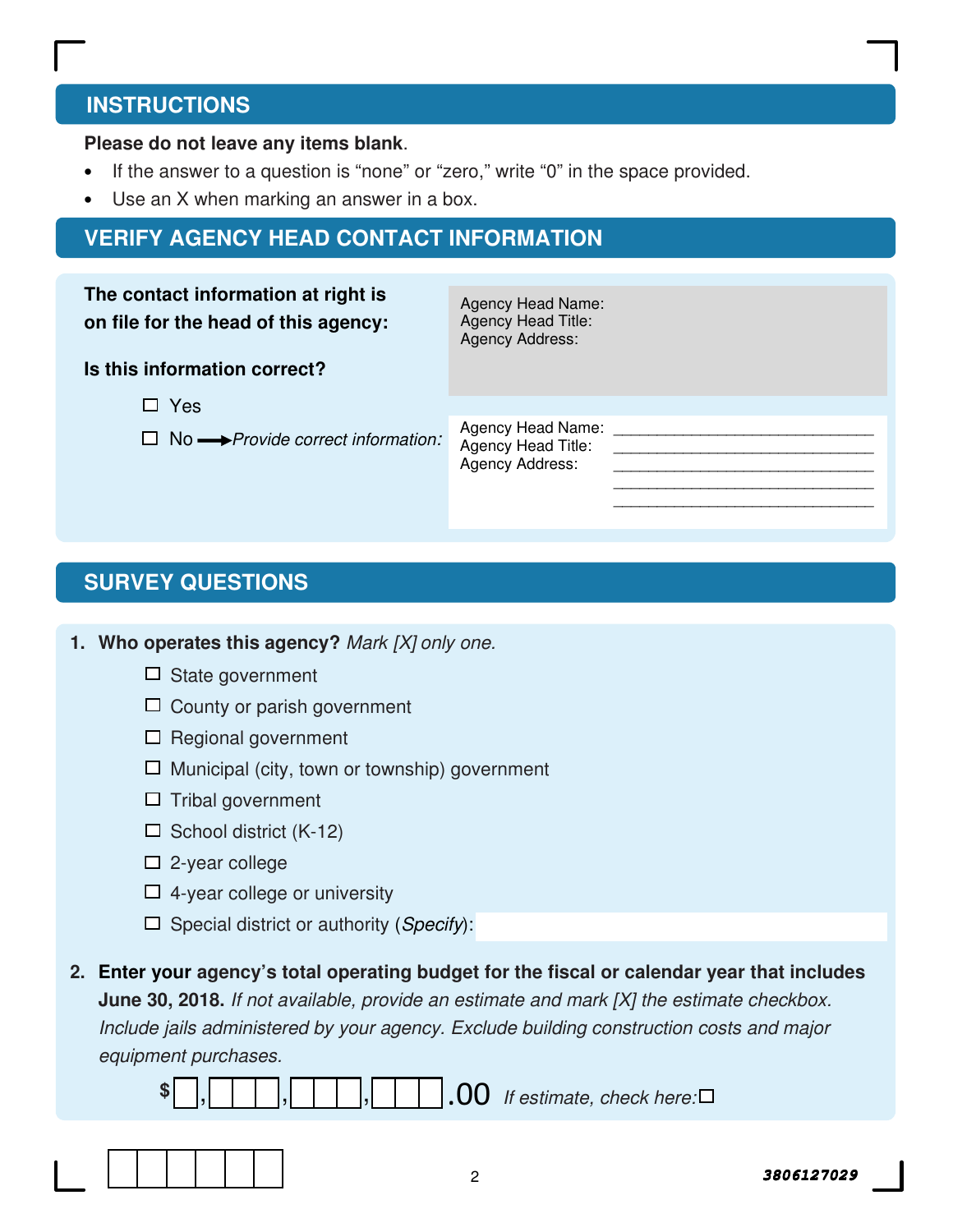## INSTRUCTIONS

**Please do not leave any items blank**.

- If the answer to a question is "none" or "zero," write "0" in the space provided.
- Use an X when marking an answer in a box.

## VERIFY AGENCY HEAD CONTACT INFORMATION

**The contact information at right is on file for the head of this agency:**

Agency Head Name:
Agency Head Title:
Agency Address:

**Is this information correct?**

☐ Yes

☐ No → *Provide correct information:*

Agency Head Name: ______________________________
Agency Head Title: ______________________________
Agency Address: ______________________________
______________________________
______________________________

## SURVEY QUESTIONS

1. **Who operates this agency?** *Mark [X] only one.*

   ☐ State government
   ☐ County or parish government
   ☐ Regional government
   ☐ Municipal (city, town or township) government
   ☐ Tribal government
   ☐ School district (K-12)
   ☐ 2-year college
   ☐ 4-year college or university
   ☐ Special district or authority (*Specify*): ____________

2. **Enter your agency's total operating budget for the fiscal or calendar year that includes June 30, 2018.** *If not available, provide an estimate and mark [X] the estimate checkbox. Include jails administered by your agency. Exclude building construction costs and major equipment purchases.*

   $ ☐,☐☐☐,☐☐☐,☐☐☐.00 *If estimate, check here:* ☐

3806127029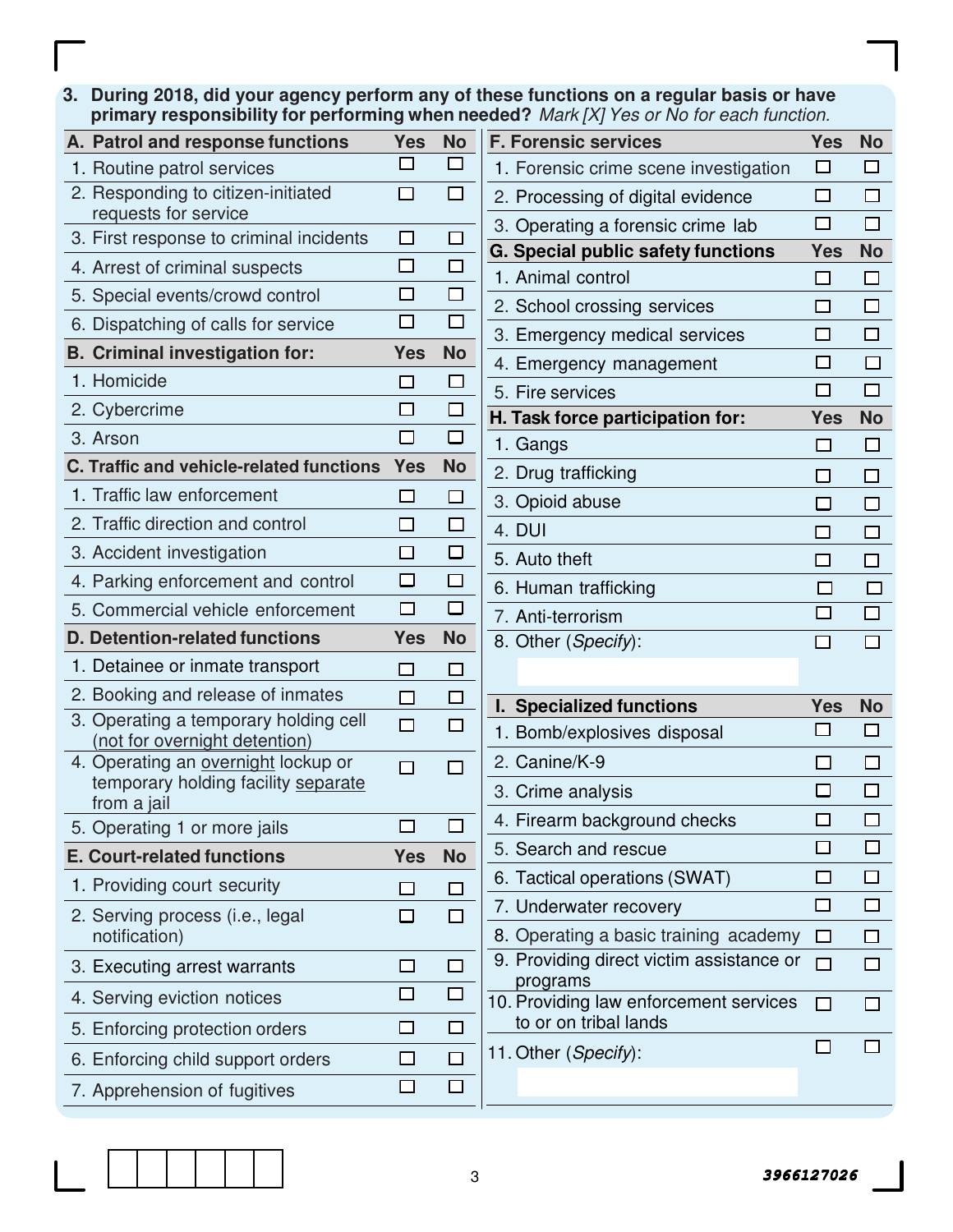**3. During 2018, did your agency perform any of these functions on a regular basis or have primary responsibility for performing when needed?** *Mark [X] Yes or No for each function.*

| A. Patrol and response functions | Yes | No |
|---|---|---|
| 1. Routine patrol services | ☐ | ☐ |
| 2. Responding to citizen-initiated requests for service | ☐ | ☐ |
| 3. First response to criminal incidents | ☐ | ☐ |
| 4. Arrest of criminal suspects | ☐ | ☐ |
| 5. Special events/crowd control | ☐ | ☐ |
| 6. Dispatching of calls for service | ☐ | ☐ |

| B. Criminal investigation for: | Yes | No |
|---|---|---|
| 1. Homicide | ☐ | ☐ |
| 2. Cybercrime | ☐ | ☐ |
| 3. Arson | ☐ | ☐ |

| C. Traffic and vehicle-related functions | Yes | No |
|---|---|---|
| 1. Traffic law enforcement | ☐ | ☐ |
| 2. Traffic direction and control | ☐ | ☐ |
| 3. Accident investigation | ☐ | ☐ |
| 4. Parking enforcement and control | ☐ | ☐ |
| 5. Commercial vehicle enforcement | ☐ | ☐ |

| D. Detention-related functions | Yes | No |
|---|---|---|
| 1. Detainee or inmate transport | ☐ | ☐ |
| 2. Booking and release of inmates | ☐ | ☐ |
| 3. Operating a temporary holding cell (not for overnight detention) | ☐ | ☐ |
| 4. Operating an overnight lockup or temporary holding facility separate from a jail | ☐ | ☐ |
| 5. Operating 1 or more jails | ☐ | ☐ |

| E. Court-related functions | Yes | No |
|---|---|---|
| 1. Providing court security | ☐ | ☐ |
| 2. Serving process (i.e., legal notification) | ☐ | ☐ |
| 3. Executing arrest warrants | ☐ | ☐ |
| 4. Serving eviction notices | ☐ | ☐ |
| 5. Enforcing protection orders | ☐ | ☐ |
| 6. Enforcing child support orders | ☐ | ☐ |
| 7. Apprehension of fugitives | ☐ | ☐ |

| F. Forensic services | Yes | No |
|---|---|---|
| 1. Forensic crime scene investigation | ☐ | ☐ |
| 2. Processing of digital evidence | ☐ | ☐ |
| 3. Operating a forensic crime lab | ☐ | ☐ |

| G. Special public safety functions | Yes | No |
|---|---|---|
| 1. Animal control | ☐ | ☐ |
| 2. School crossing services | ☐ | ☐ |
| 3. Emergency medical services | ☐ | ☐ |
| 4. Emergency management | ☐ | ☐ |
| 5. Fire services | ☐ | ☐ |

| H. Task force participation for: | Yes | No |
|---|---|---|
| 1. Gangs | ☐ | ☐ |
| 2. Drug trafficking | ☐ | ☐ |
| 3. Opioid abuse | ☐ | ☐ |
| 4. DUI | ☐ | ☐ |
| 5. Auto theft | ☐ | ☐ |
| 6. Human trafficking | ☐ | ☐ |
| 7. Anti-terrorism | ☐ | ☐ |
| 8. Other (*Specify*): ______ | ☐ | ☐ |

| I. Specialized functions | Yes | No |
|---|---|---|
| 1. Bomb/explosives disposal | ☐ | ☐ |
| 2. Canine/K-9 | ☐ | ☐ |
| 3. Crime analysis | ☐ | ☐ |
| 4. Firearm background checks | ☐ | ☐ |
| 5. Search and rescue | ☐ | ☐ |
| 6. Tactical operations (SWAT) | ☐ | ☐ |
| 7. Underwater recovery | ☐ | ☐ |
| 8. Operating a basic training academy | ☐ | ☐ |
| 9. Providing direct victim assistance or programs | ☐ | ☐ |
| 10. Providing law enforcement services to or on tribal lands | ☐ | ☐ |
| 11. Other (*Specify*): ______ | ☐ | ☐ |

3966127026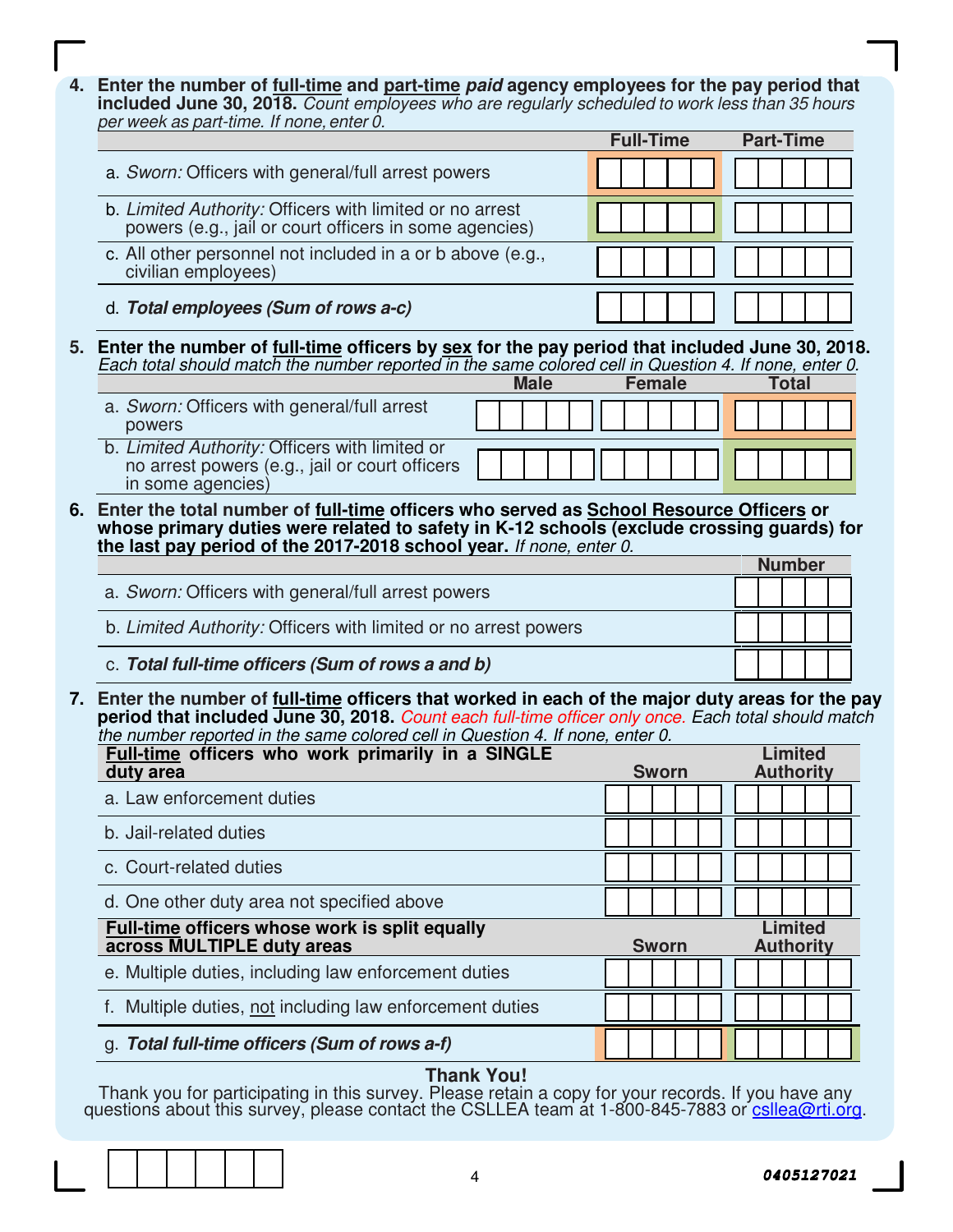**4. Enter the number of full-time and part-time *paid* agency employees for the pay period that included June 30, 2018.** *Count employees who are regularly scheduled to work less than 35 hours per week as part-time. If none, enter 0.*

| | Full-Time | Part-Time |
|---|---|---|
| a. *Sworn:* Officers with general/full arrest powers | | |
| b. *Limited Authority:* Officers with limited or no arrest powers (e.g., jail or court officers in some agencies) | | |
| c. All other personnel not included in a or b above (e.g., civilian employees) | | |
| d. ***Total employees (Sum of rows a-c)*** | | |

**5. Enter the number of full-time officers by sex for the pay period that included June 30, 2018.** *Each total should match the number reported in the same colored cell in Question 4. If none, enter 0.*

| | Male | Female | Total |
|---|---|---|---|
| a. *Sworn:* Officers with general/full arrest powers | | | |
| b. *Limited Authority:* Officers with limited or no arrest powers (e.g., jail or court officers in some agencies) | | | |

**6. Enter the total number of full-time officers who served as School Resource Officers or whose primary duties were related to safety in K-12 schools (exclude crossing guards) for the last pay period of the 2017-2018 school year.** *If none, enter 0.*

| | Number |
|---|---|
| a. *Sworn:* Officers with general/full arrest powers | |
| b. *Limited Authority:* Officers with limited or no arrest powers | |
| c. ***Total full-time officers (Sum of rows a and b)*** | |

**7. Enter the number of full-time officers that worked in each of the major duty areas for the pay period that included June 30, 2018.** *Count each full-time officer only once. Each total should match the number reported in the same colored cell in Question 4. If none, enter 0.*

| **Full-time officers who work primarily in a SINGLE duty area** | **Sworn** | **Limited Authority** |
|---|---|---|
| a. Law enforcement duties | | |
| b. Jail-related duties | | |
| c. Court-related duties | | |
| d. One other duty area not specified above | | |
| **Full-time officers whose work is split equally across MULTIPLE duty areas** | **Sworn** | **Limited Authority** |
| e. Multiple duties, including law enforcement duties | | |
| f. Multiple duties, not including law enforcement duties | | |
| g. ***Total full-time officers (Sum of rows a-f)*** | | |

**Thank You!**

Thank you for participating in this survey. Please retain a copy for your records. If you have any questions about this survey, please contact the CSLLEA team at 1-800-845-7883 or csllea@rti.org.

0405127021